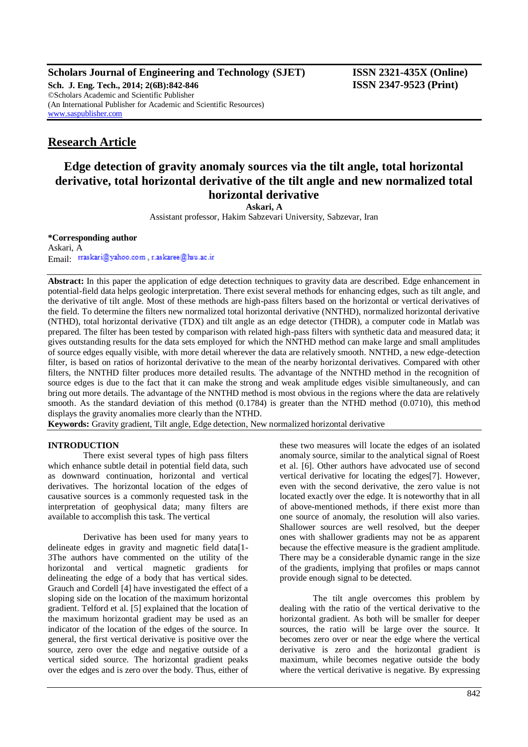**Scholars Journal of Engineering and Technology (SJET)** **ISSN 2321-435X (Online)**
**Sch. J. Eng. Tech., 2014; 2(6B):842-846** **ISSN 2347-9523 (Print)**
©Scholars Academic and Scientific Publisher
(An International Publisher for Academic and Scientific Resources)
www.saspublisher.com

## Research Article

# Edge detection of gravity anomaly sources via the tilt angle, total horizontal derivative, total horizontal derivative of the tilt angle and new normalized total horizontal derivative

**Askari, A**

Assistant professor, Hakim Sabzevari University, Sabzevar, Iran

**\*Corresponding author**
Askari, A
Email: rraskari@yahoo.com , r.askaree@hsu.ac.ir

**Abstract:** In this paper the application of edge detection techniques to gravity data are described. Edge enhancement in potential-field data helps geologic interpretation. There exist several methods for enhancing edges, such as tilt angle, and the derivative of tilt angle. Most of these methods are high-pass filters based on the horizontal or vertical derivatives of the field. To determine the filters new normalized total horizontal derivative (NNTHD), normalized horizontal derivative (NTHD), total horizontal derivative (TDX) and tilt angle as an edge detector (THDR), a computer code in Matlab was prepared. The filter has been tested by comparison with related high-pass filters with synthetic data and measured data; it gives outstanding results for the data sets employed for which the NNTHD method can make large and small amplitudes of source edges equally visible, with more detail wherever the data are relatively smooth. NNTHD, a new edge-detection filter, is based on ratios of horizontal derivative to the mean of the nearby horizontal derivatives. Compared with other filters, the NNTHD filter produces more detailed results. The advantage of the NNTHD method in the recognition of source edges is due to the fact that it can make the strong and weak amplitude edges visible simultaneously, and can bring out more details. The advantage of the NNTHD method is most obvious in the regions where the data are relatively smooth. As the standard deviation of this method (0.1784) is greater than the NTHD method (0.0710), this method displays the gravity anomalies more clearly than the NTHD.

**Keywords:** Gravity gradient, Tilt angle, Edge detection, New normalized horizontal derivative

## INTRODUCTION

There exist several types of high pass filters which enhance subtle detail in potential field data, such as downward continuation, horizontal and vertical derivatives. The horizontal location of the edges of causative sources is a commonly requested task in the interpretation of geophysical data; many filters are available to accomplish this task. The vertical

Derivative has been used for many years to delineate edges in gravity and magnetic field data[1-3The authors have commented on the utility of the horizontal and vertical magnetic gradients for delineating the edge of a body that has vertical sides. Grauch and Cordell [4] have investigated the effect of a sloping side on the location of the maximum horizontal gradient. Telford et al. [5] explained that the location of the maximum horizontal gradient may be used as an indicator of the location of the edges of the source. In general, the first vertical derivative is positive over the source, zero over the edge and negative outside of a vertical sided source. The horizontal gradient peaks over the edges and is zero over the body. Thus, either of these two measures will locate the edges of an isolated anomaly source, similar to the analytical signal of Roest et al. [6]. Other authors have advocated use of second vertical derivative for locating the edges[7]. However, even with the second derivative, the zero value is not located exactly over the edge. It is noteworthy that in all of above-mentioned methods, if there exist more than one source of anomaly, the resolution will also varies. Shallower sources are well resolved, but the deeper ones with shallower gradients may not be as apparent because the effective measure is the gradient amplitude. There may be a considerable dynamic range in the size of the gradients, implying that profiles or maps cannot provide enough signal to be detected.

The tilt angle overcomes this problem by dealing with the ratio of the vertical derivative to the horizontal gradient. As both will be smaller for deeper sources, the ratio will be large over the source. It becomes zero over or near the edge where the vertical derivative is zero and the horizontal gradient is maximum, while becomes negative outside the body where the vertical derivative is negative. By expressing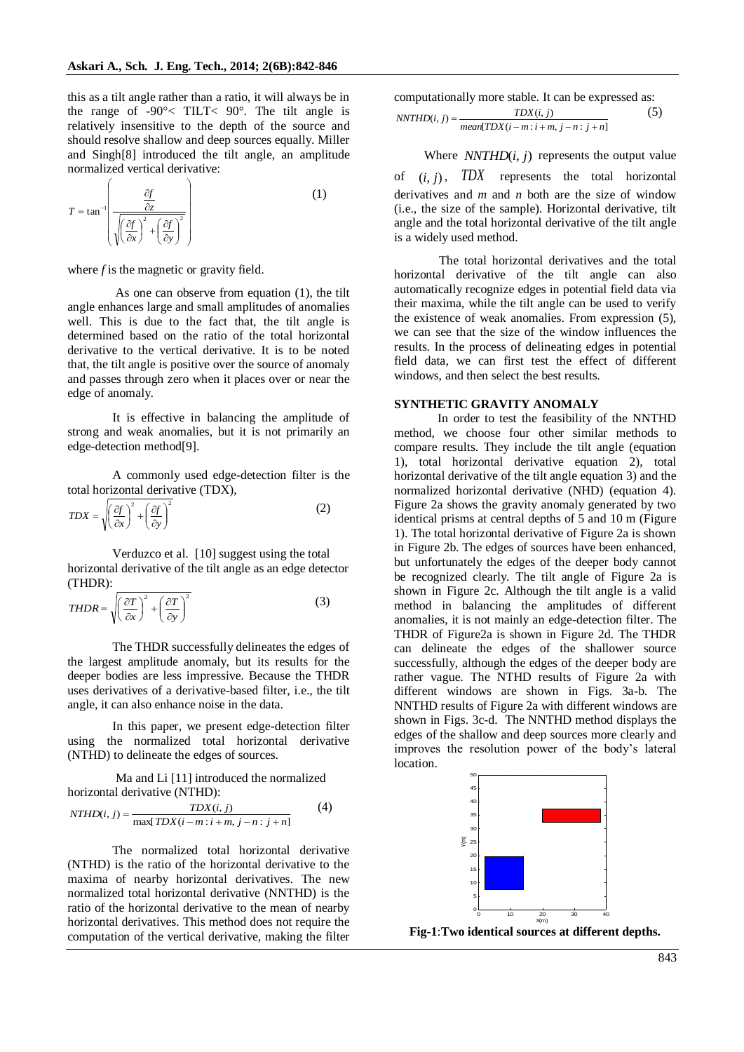this as a tilt angle rather than a ratio, it will always be in the range of -90°< TILT< 90°. The tilt angle is relatively insensitive to the depth of the source and should resolve shallow and deep sources equally. Miller and Singh[8] introduced the tilt angle, an amplitude normalized vertical derivative:

$$T = \tan^{-1}\left( \frac{\frac{\partial f}{\partial z}}{\sqrt{\left(\frac{\partial f}{\partial x}\right)^2 + \left(\frac{\partial f}{\partial y}\right)^2}} \right) \quad (1)$$

where *f* is the magnetic or gravity field.

As one can observe from equation (1), the tilt angle enhances large and small amplitudes of anomalies well. This is due to the fact that, the tilt angle is determined based on the ratio of the total horizontal derivative to the vertical derivative. It is to be noted that, the tilt angle is positive over the source of anomaly and passes through zero when it places over or near the edge of anomaly.

It is effective in balancing the amplitude of strong and weak anomalies, but it is not primarily an edge-detection method[9].

A commonly used edge-detection filter is the total horizontal derivative (TDX),

$$TDX = \sqrt{\left(\frac{\partial f}{\partial x}\right)^2 + \left(\frac{\partial f}{\partial y}\right)^2} \quad (2)$$

Verduzco et al. [10] suggest using the total horizontal derivative of the tilt angle as an edge detector (THDR):

$$THDR = \sqrt{\left(\frac{\partial T}{\partial x}\right)^2 + \left(\frac{\partial T}{\partial y}\right)^2} \quad (3)$$

The THDR successfully delineates the edges of the largest amplitude anomaly, but its results for the deeper bodies are less impressive. Because the THDR uses derivatives of a derivative-based filter, i.e., the tilt angle, it can also enhance noise in the data.

In this paper, we present edge-detection filter using the normalized total horizontal derivative (NTHD) to delineate the edges of sources.

Ma and Li [11] introduced the normalized horizontal derivative (NTHD):

$$NTHD(i,j) = \frac{TDX(i,j)}{\max[TDX(i-m:i+m, j-n:j+n]} \quad (4)$$

The normalized total horizontal derivative (NTHD) is the ratio of the horizontal derivative to the maxima of nearby horizontal derivatives. The new normalized total horizontal derivative (NNTHD) is the ratio of the horizontal derivative to the mean of nearby horizontal derivatives. This method does not require the computation of the vertical derivative, making the filter computationally more stable. It can be expressed as:

$$NNTHD(i,j) = \frac{TDX(i,j)}{mean[TDX(i-m:i+m, j-n:j+n]} \quad (5)$$

Where $NNTHD(i,j)$ represents the output value of $(i,j)$, $TDX$ represents the total horizontal derivatives and *m* and *n* both are the size of window (i.e., the size of the sample). Horizontal derivative, tilt angle and the total horizontal derivative of the tilt angle is a widely used method.

The total horizontal derivatives and the total horizontal derivative of the tilt angle can also automatically recognize edges in potential field data via their maxima, while the tilt angle can be used to verify the existence of weak anomalies. From expression (5), we can see that the size of the window influences the results. In the process of delineating edges in potential field data, we can first test the effect of different windows, and then select the best results.

## SYNTHETIC GRAVITY ANOMALY

In order to test the feasibility of the NNTHD method, we choose four other similar methods to compare results. They include the tilt angle (equation 1), total horizontal derivative equation 2), total horizontal derivative of the tilt angle equation 3) and the normalized horizontal derivative (NHD) (equation 4). Figure 2a shows the gravity anomaly generated by two identical prisms at central depths of 5 and 10 m (Figure 1). The total horizontal derivative of Figure 2a is shown in Figure 2b. The edges of sources have been enhanced, but unfortunately the edges of the deeper body cannot be recognized clearly. The tilt angle of Figure 2a is shown in Figure 2c. Although the tilt angle is a valid method in balancing the amplitudes of different anomalies, it is not mainly an edge-detection filter. The THDR of Figure2a is shown in Figure 2d. The THDR can delineate the edges of the shallower source successfully, although the edges of the deeper body are rather vague. The NTHD results of Figure 2a with different windows are shown in Figs. 3a-b. The NNTHD results of Figure 2a with different windows are shown in Figs. 3c-d. The NNTHD method displays the edges of the shallow and deep sources more clearly and improves the resolution power of the body's lateral location.

**Fig-1**: **Two identical sources at different depths.**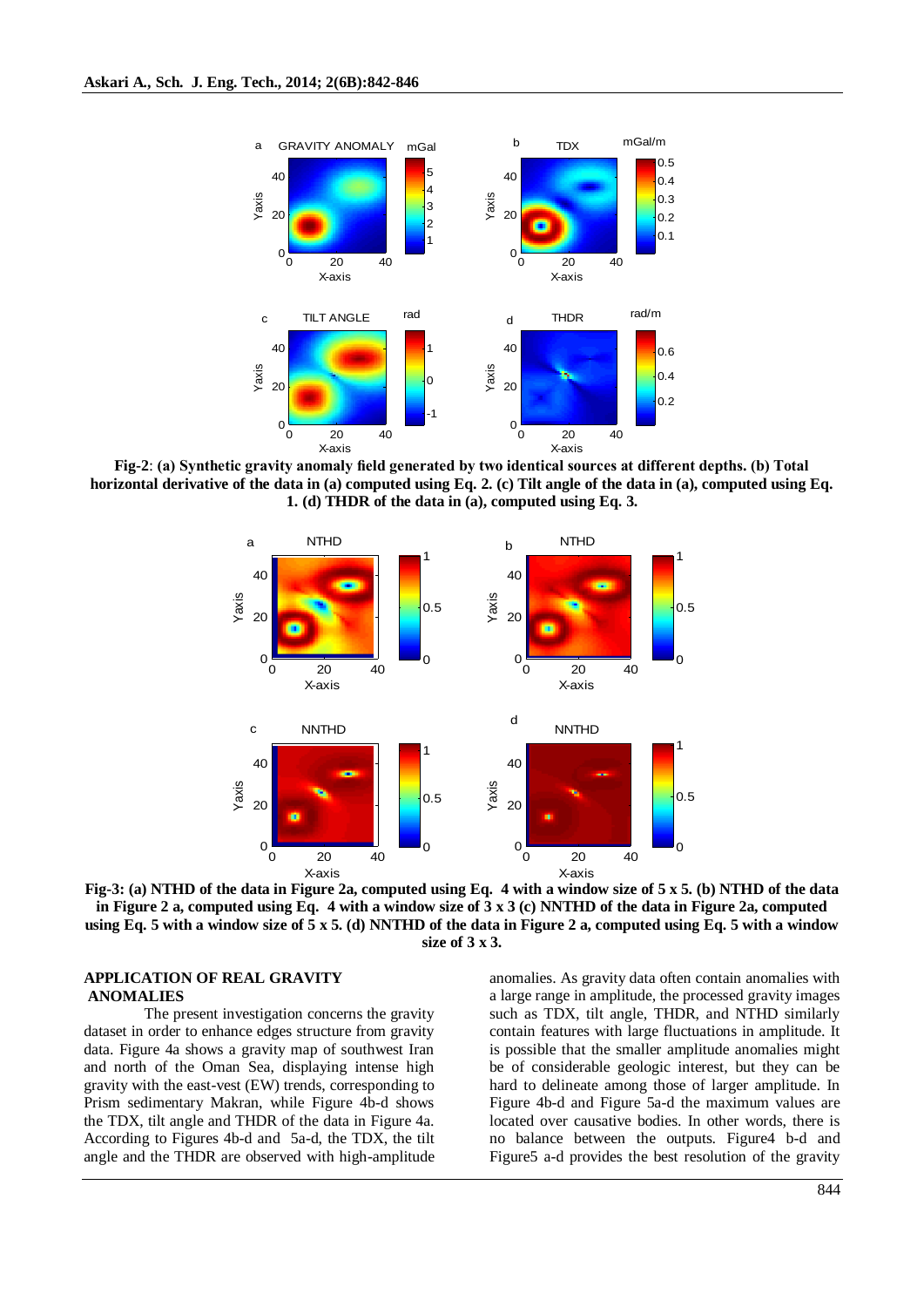a GRAVITY ANOMALY mGal

b TDX mGal/m

c TILT ANGLE rad

d THDR rad/m

**Fig-2**: **(a) Synthetic gravity anomaly field generated by two identical sources at different depths. (b) Total horizontal derivative of the data in (a) computed using Eq. 2. (c) Tilt angle of the data in (a), computed using Eq. 1. (d) THDR of the data in (a), computed using Eq. 3.**

a NTHD

b NTHD

c NNTHD

d NNTHD

**Fig-3: (a) NTHD of the data in Figure 2a, computed using Eq. 4 with a window size of 5 x 5. (b) NTHD of the data in Figure 2 a, computed using Eq. 4 with a window size of 3 x 3 (c) NNTHD of the data in Figure 2a, computed using Eq. 5 with a window size of 5 x 5. (d) NNTHD of the data in Figure 2 a, computed using Eq. 5 with a window size of 3 x 3.**

## APPLICATION OF REAL GRAVITY ANOMALIES

The present investigation concerns the gravity dataset in order to enhance edges structure from gravity data. Figure 4a shows a gravity map of southwest Iran and north of the Oman Sea, displaying intense high gravity with the east-vest (EW) trends, corresponding to Prism sedimentary Makran, while Figure 4b-d shows the TDX, tilt angle and THDR of the data in Figure 4a. According to Figures 4b-d and 5a-d, the TDX, the tilt angle and the THDR are observed with high-amplitude anomalies. As gravity data often contain anomalies with a large range in amplitude, the processed gravity images such as TDX, tilt angle, THDR, and NTHD similarly contain features with large fluctuations in amplitude. It is possible that the smaller amplitude anomalies might be of considerable geologic interest, but they can be hard to delineate among those of larger amplitude. In Figure 4b-d and Figure 5a-d the maximum values are located over causative bodies. In other words, there is no balance between the outputs. Figure4 b-d and Figure5 a-d provides the best resolution of the gravity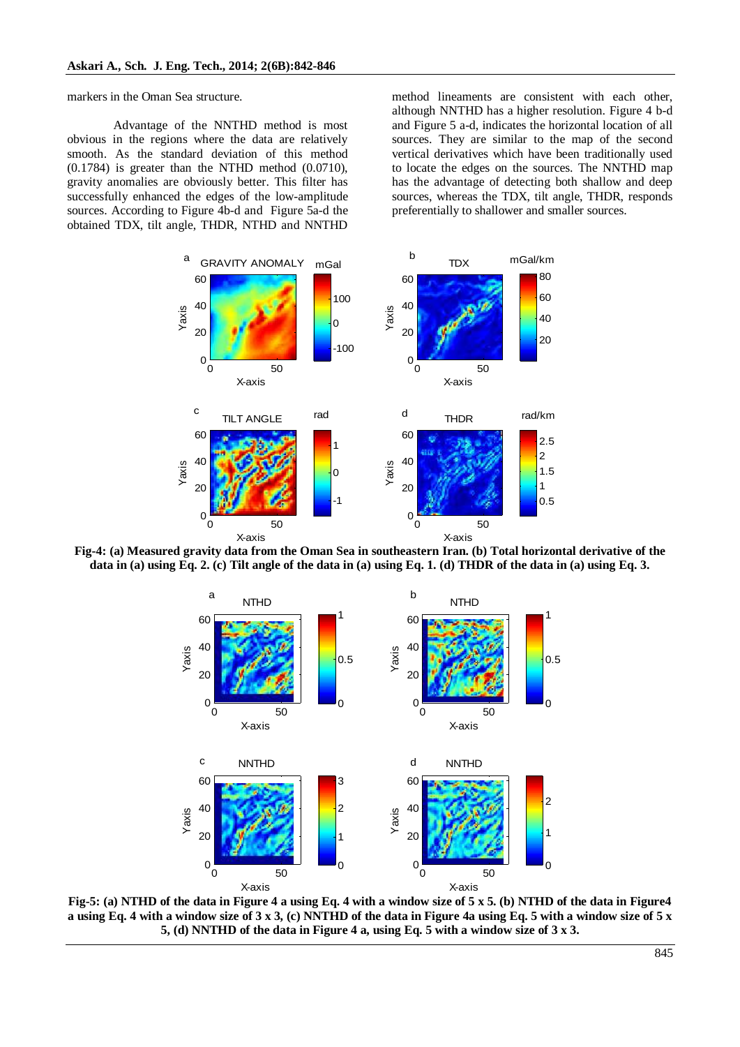markers in the Oman Sea structure.

Advantage of the NNTHD method is most obvious in the regions where the data are relatively smooth. As the standard deviation of this method (0.1784) is greater than the NTHD method (0.0710), gravity anomalies are obviously better. This filter has successfully enhanced the edges of the low-amplitude sources. According to Figure 4b-d and Figure 5a-d the obtained TDX, tilt angle, THDR, NTHD and NNTHD method lineaments are consistent with each other, although NNTHD has a higher resolution. Figure 4 b-d and Figure 5 a-d, indicates the horizontal location of all sources. They are similar to the map of the second vertical derivatives which have been traditionally used to locate the edges on the sources. The NNTHD map has the advantage of detecting both shallow and deep sources, whereas the TDX, tilt angle, THDR, responds preferentially to shallower and smaller sources.

a GRAVITY ANOMALY mGal
b TDX mGal/km
c TILT ANGLE rad
d THDR rad/km

**Fig-4: (a) Measured gravity data from the Oman Sea in southeastern Iran. (b) Total horizontal derivative of the data in (a) using Eq. 2. (c) Tilt angle of the data in (a) using Eq. 1. (d) THDR of the data in (a) using Eq. 3.**

a NTHD
b NTHD
c NNTHD
d NNTHD

**Fig-5: (a) NTHD of the data in Figure 4 a using Eq. 4 with a window size of 5 x 5. (b) NTHD of the data in Figure4 a using Eq. 4 with a window size of 3 x 3, (c) NNTHD of the data in Figure 4a using Eq. 5 with a window size of 5 x 5, (d) NNTHD of the data in Figure 4 a, using Eq. 5 with a window size of 3 x 3.**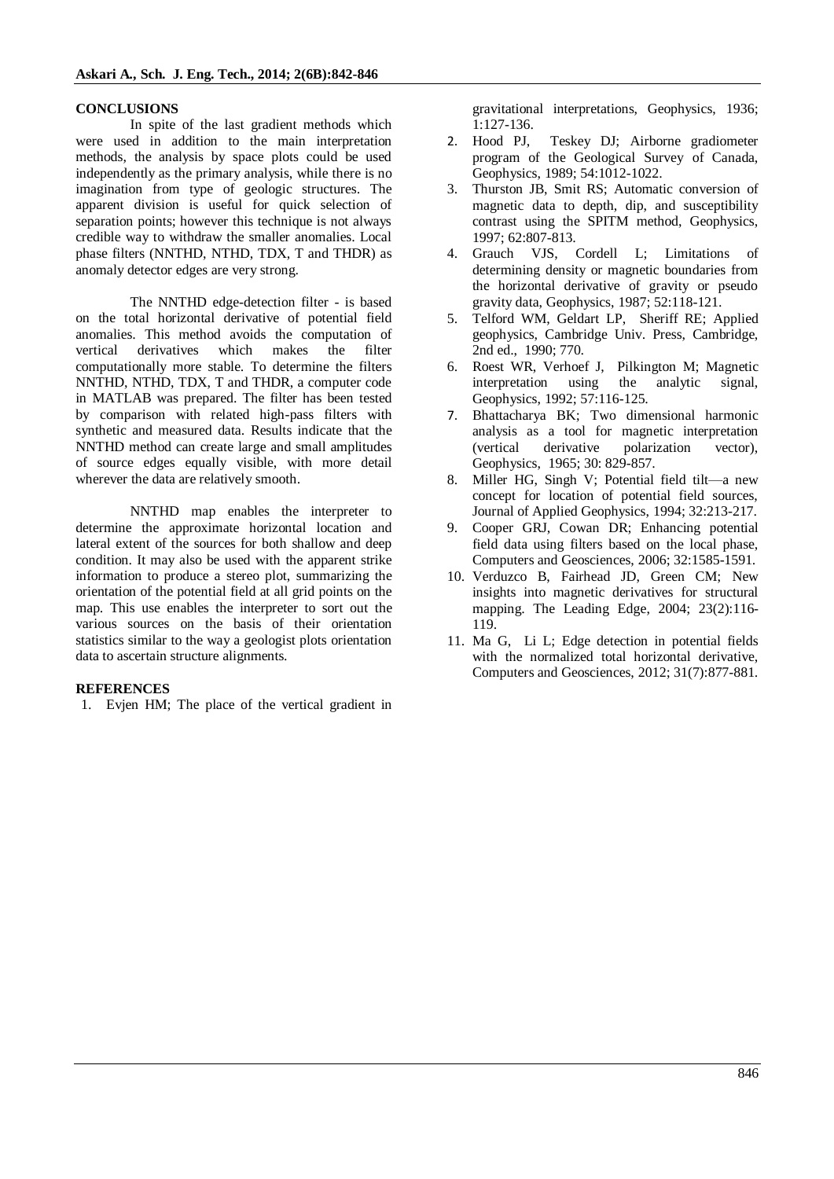## CONCLUSIONS

In spite of the last gradient methods which were used in addition to the main interpretation methods, the analysis by space plots could be used independently as the primary analysis, while there is no imagination from type of geologic structures. The apparent division is useful for quick selection of separation points; however this technique is not always credible way to withdraw the smaller anomalies. Local phase filters (NNTHD, NTHD, TDX, T and THDR) as anomaly detector edges are very strong.

The NNTHD edge-detection filter - is based on the total horizontal derivative of potential field anomalies. This method avoids the computation of vertical derivatives which makes the filter computationally more stable. To determine the filters NNTHD, NTHD, TDX, T and THDR, a computer code in MATLAB was prepared. The filter has been tested by comparison with related high-pass filters with synthetic and measured data. Results indicate that the NNTHD method can create large and small amplitudes of source edges equally visible, with more detail wherever the data are relatively smooth.

NNTHD map enables the interpreter to determine the approximate horizontal location and lateral extent of the sources for both shallow and deep condition. It may also be used with the apparent strike information to produce a stereo plot, summarizing the orientation of the potential field at all grid points on the map. This use enables the interpreter to sort out the various sources on the basis of their orientation statistics similar to the way a geologist plots orientation data to ascertain structure alignments.

## REFERENCES

1. Evjen HM; The place of the vertical gradient in gravitational interpretations, Geophysics, 1936; 1:127-136.
2. Hood PJ, Teskey DJ; Airborne gradiometer program of the Geological Survey of Canada, Geophysics, 1989; 54:1012-1022.
3. Thurston JB, Smit RS; Automatic conversion of magnetic data to depth, dip, and susceptibility contrast using the SPITM method, Geophysics, 1997; 62:807-813.
4. Grauch VJS, Cordell L; Limitations of determining density or magnetic boundaries from the horizontal derivative of gravity or pseudo gravity data, Geophysics, 1987; 52:118-121.
5. Telford WM, Geldart LP, Sheriff RE; Applied geophysics, Cambridge Univ. Press, Cambridge, 2nd ed., 1990; 770.
6. Roest WR, Verhoef J, Pilkington M; Magnetic interpretation using the analytic signal, Geophysics, 1992; 57:116-125.
7. Bhattacharya BK; Two dimensional harmonic analysis as a tool for magnetic interpretation (vertical derivative polarization vector), Geophysics, 1965; 30: 829-857.
8. Miller HG, Singh V; Potential field tilt—a new concept for location of potential field sources, Journal of Applied Geophysics, 1994; 32:213-217.
9. Cooper GRJ, Cowan DR; Enhancing potential field data using filters based on the local phase, Computers and Geosciences, 2006; 32:1585-1591.
10. Verduzco B, Fairhead JD, Green CM; New insights into magnetic derivatives for structural mapping. The Leading Edge, 2004; 23(2):116-119.
11. Ma G, Li L; Edge detection in potential fields with the normalized total horizontal derivative, Computers and Geosciences, 2012; 31(7):877-881.